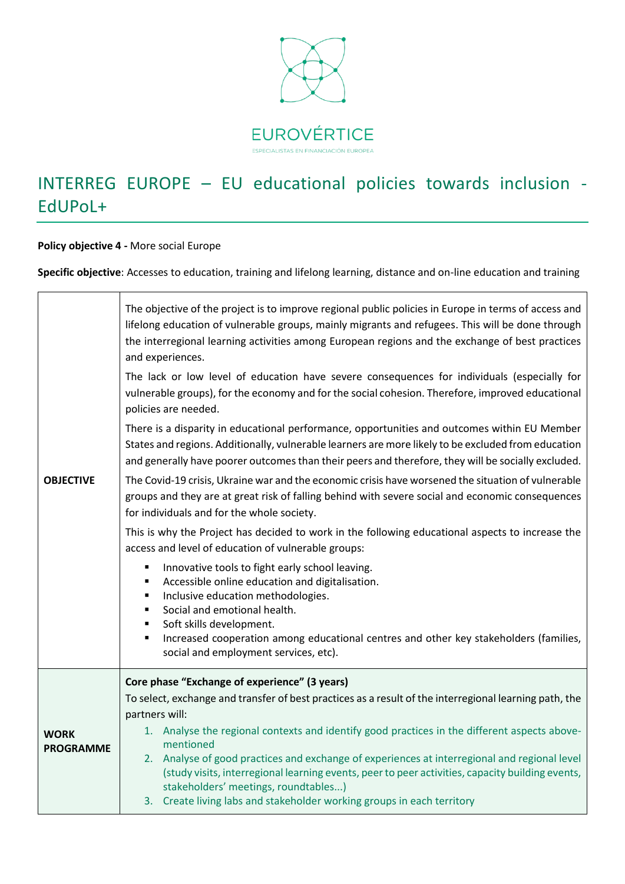EUROVÉRTICE

ESPECIALISTAS EN FINANCIACIÓN EUROPEA

# INTERREG EUROPE – EU educational policies towards inclusion - EdUPoL+

**Policy objective 4 -** More social Europe

**Specific objective**: Accesses to education, training and lifelong learning, distance and on-line education and training

| | |
|---|---|
| **OBJECTIVE** | The objective of the project is to improve regional public policies in Europe in terms of access and lifelong education of vulnerable groups, mainly migrants and refugees. This will be done through the interregional learning activities among European regions and the exchange of best practices and experiences.<br><br>The lack or low level of education have severe consequences for individuals (especially for vulnerable groups), for the economy and for the social cohesion. Therefore, improved educational policies are needed.<br><br>There is a disparity in educational performance, opportunities and outcomes within EU Member States and regions. Additionally, vulnerable learners are more likely to be excluded from education and generally have poorer outcomes than their peers and therefore, they will be socially excluded.<br><br>The Covid-19 crisis, Ukraine war and the economic crisis have worsened the situation of vulnerable groups and they are at great risk of falling behind with severe social and economic consequences for individuals and for the whole society.<br><br>This is why the Project has decided to work in the following educational aspects to increase the access and level of education of vulnerable groups:<br>▪ Innovative tools to fight early school leaving.<br>▪ Accessible online education and digitalisation.<br>▪ Inclusive education methodologies.<br>▪ Social and emotional health.<br>▪ Soft skills development.<br>▪ Increased cooperation among educational centres and other key stakeholders (families, social and employment services, etc). |
| **WORK PROGRAMME** | **Core phase "Exchange of experience" (3 years)**<br>To select, exchange and transfer of best practices as a result of the interregional learning path, the partners will:<br>1. Analyse the regional contexts and identify good practices in the different aspects above-mentioned<br>2. Analyse of good practices and exchange of experiences at interregional and regional level (study visits, interregional learning events, peer to peer activities, capacity building events, stakeholders' meetings, roundtables...)<br>3. Create living labs and stakeholder working groups in each territory |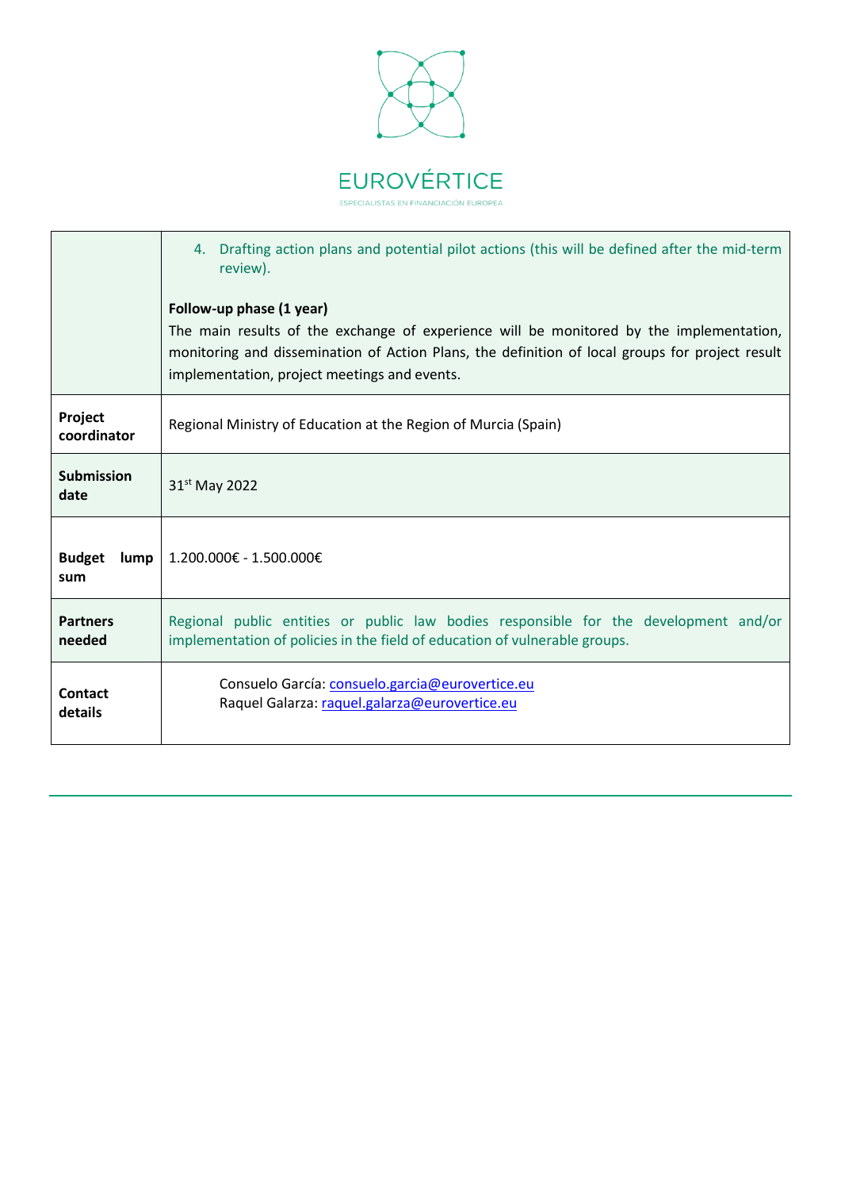| | |
|---|---|
| | 4. Drafting action plans and potential pilot actions (this will be defined after the mid-term review).<br><br>**Follow-up phase (1 year)**<br>The main results of the exchange of experience will be monitored by the implementation, monitoring and dissemination of Action Plans, the definition of local groups for project result implementation, project meetings and events. |
| **Project coordinator** | Regional Ministry of Education at the Region of Murcia (Spain) |
| **Submission date** | 31st May 2022 |
| **Budget lump sum** | 1.200.000€ - 1.500.000€ |
| **Partners needed** | Regional public entities or public law bodies responsible for the development and/or implementation of policies in the field of education of vulnerable groups. |
| **Contact details** | Consuelo García: consuelo.garcia@eurovertice.eu<br>Raquel Galarza: raquel.galarza@eurovertice.eu |